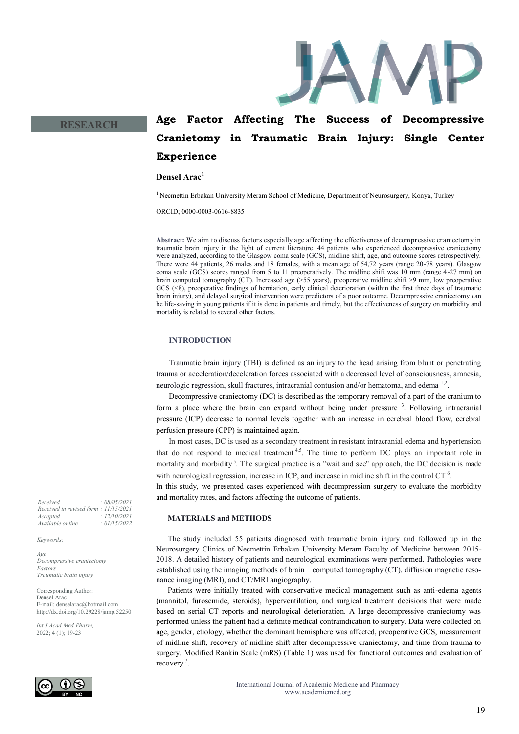RESEARCH

# Age Factor Affecting The Success of Decompressive Cranietomy in Traumatic Brain Injury: Single Center Experience

**Densel Arac**[1]

[1] Necmettin Erbakan University Meram School of Medicine, Department of Neurosurgery, Konya, Turkey

ORCID; 0000-0003-0616-8835

**Abstract:** We aim to discuss factors especially age affecting the effectiveness of decompressive craniectomy in traumatic brain injury in the light of current literatüre. 44 patients who experienced decompressive craniectomy were analyzed, according to the Glasgow coma scale (GCS), midline shift, age, and outcome scores retrospectively. There were 44 patients, 26 males and 18 females, with a mean age of 54,72 years (range 20-78 years). Glasgow coma scale (GCS) scores ranged from 5 to 11 preoperatively. The midline shift was 10 mm (range 4-27 mm) on brain computed tomography (CT). Increased age (>55 years), preoperative midline shift >9 mm, low preoperative GCS (<8), preoperative findings of herniation, early clinical deterioration (within the first three days of traumatic brain injury), and delayed surgical intervention were predictors of a poor outcome. Decompressive craniectomy can be life-saving in young patients if it is done in patients and timely, but the effectiveness of surgery on morbidity and mortality is related to several other factors.

| | |
|---|---|
| Received | : 08/05/2021 |
| Received in revised form | : 11/15/2021 |
| Accepted | : 12/10/2021 |
| Available online | : 01/15/2022 |

*Keywords:*

*Age*
*Decompressive craniectomy*
*Factors*
*Traumatic brain injury*

Corresponding Author:
Densel Arac
E-mail; denselarac@hotmail.com
http://dx.doi.org/10.29228/jamp.52250

*Int J Acad Med Pharm,*
2022; 4 (1); 19-23

## INTRODUCTION

Traumatic brain injury (TBI) is defined as an injury to the head arising from blunt or penetrating trauma or acceleration/deceleration forces associated with a decreased level of consciousness, amnesia, neurologic regression, skull fractures, intracranial contusion and/or hematoma, and edema [1,2].

Decompressive craniectomy (DC) is described as the temporary removal of a part of the cranium to form a place where the brain can expand without being under pressure [3]. Following intracranial pressure (ICP) decrease to normal levels together with an increase in cerebral blood flow, cerebral perfusion pressure (CPP) is maintained again.

In most cases, DC is used as a secondary treatment in resistant intracranial edema and hypertension that do not respond to medical treatment [4,5]. The time to perform DC plays an important role in mortality and morbidity [5]. The surgical practice is a "wait and see" approach, the DC decision is made with neurological regression, increase in ICP, and increase in midline shift in the control CT [6].

In this study, we presented cases experienced with decompression surgery to evaluate the morbidity and mortality rates, and factors affecting the outcome of patients.

## MATERIALS and METHODS

The study included 55 patients diagnosed with traumatic brain injury and followed up in the Neurosurgery Clinics of Necmettin Erbakan University Meram Faculty of Medicine between 2015-2018. A detailed history of patients and neurological examinations were performed. Pathologies were established using the imaging methods of brain computed tomography (CT), diffusion magnetic resonance imaging (MRI), and CT/MRI angiography.

Patients were initially treated with conservative medical management such as anti-edema agents (mannitol, furosemide, steroids), hyperventilation, and surgical treatment decisions that were made based on serial CT reports and neurological deterioration. A large decompressive craniectomy was performed unless the patient had a definite medical contraindication to surgery. Data were collected on age, gender, etiology, whether the dominant hemisphere was affected, preoperative GCS, measurement of midline shift, recovery of midline shift after decompressive craniectomy, and time from trauma to surgery. Modified Rankin Scale (mRS) (Table 1) was used for functional outcomes and evaluation of recovery [7].

International Journal of Academic Medicne and Pharmacy
www.academicmed.org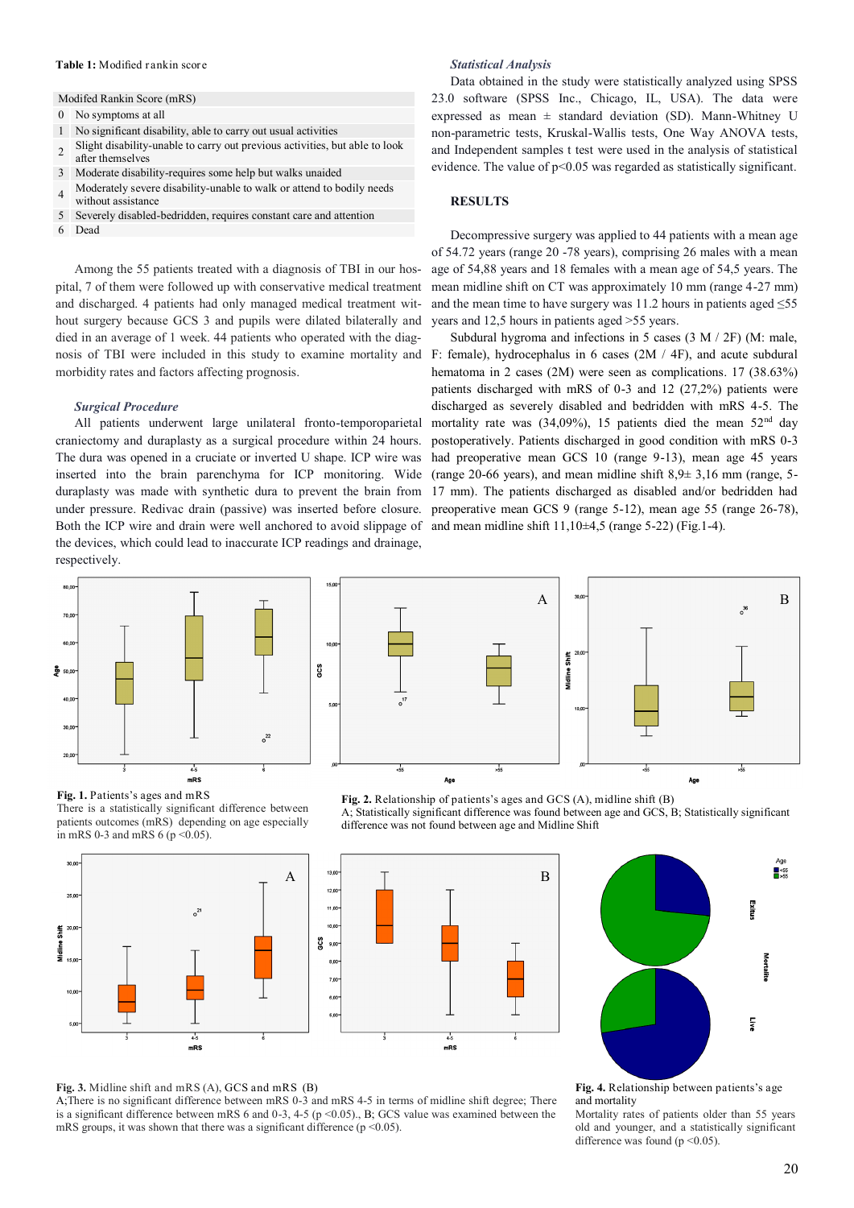**Table 1:** Modified rankin score

| Modifed Rankin Score (mRS) | |
|---|---|
| 0 | No symptoms at all |
| 1 | No significant disability, able to carry out usual activities |
| 2 | Slight disability-unable to carry out previous activities, but able to look after themselves |
| 3 | Moderate disability-requires some help but walks unaided |
| 4 | Moderately severe disability-unable to walk or attend to bodily needs without assistance |
| 5 | Severely disabled-bedridden, requires constant care and attention |
| 6 | Dead |

Among the 55 patients treated with a diagnosis of TBI in our hospital, 7 of them were followed up with conservative medical treatment and discharged. 4 patients had only managed medical treatment without surgery because GCS 3 and pupils were dilated bilaterally and died in an average of 1 week. 44 patients who operated with the diagnosis of TBI were included in this study to examine mortality and morbidity rates and factors affecting prognosis.

### *Surgical Procedure*

All patients underwent large unilateral fronto-temporoparietal craniectomy and duraplasty as a surgical procedure within 24 hours. The dura was opened in a cruciate or inverted U shape. ICP wire was inserted into the brain parenchyma for ICP monitoring. Wide duraplasty was made with synthetic dura to prevent the brain from under pressure. Redivac drain (passive) was inserted before closure. Both the ICP wire and drain were well anchored to avoid slippage of the devices, which could lead to inaccurate ICP readings and drainage, respectively.

### *Statistical Analysis*

Data obtained in the study were statistically analyzed using SPSS 23.0 software (SPSS Inc., Chicago, IL, USA). The data were expressed as mean ± standard deviation (SD). Mann-Whitney U non-parametric tests, Kruskal-Wallis tests, One Way ANOVA tests, and Independent samples t test were used in the analysis of statistical evidence. The value of $p<0.05$ was regarded as statistically significant.

## RESULTS

Decompressive surgery was applied to 44 patients with a mean age of 54.72 years (range 20 -78 years), comprising 26 males with a mean age of 54,88 years and 18 females with a mean age of 54,5 years. The mean midline shift on CT was approximately 10 mm (range 4-27 mm) and the mean time to have surgery was 11.2 hours in patients aged ≤55 years and 12,5 hours in patients aged >55 years.

Subdural hygroma and infections in 5 cases (3 M / 2F) (M: male, F: female), hydrocephalus in 6 cases (2M / 4F), and acute subdural hematoma in 2 cases (2M) were seen as complications. 17 (38.63%) patients discharged with mRS of 0-3 and 12 (27,2%) patients were discharged as severely disabled and bedridden with mRS 4-5. The mortality rate was (34,09%), 15 patients died the mean 52nd day postoperatively. Patients discharged in good condition with mRS 0-3 had preoperative mean GCS 10 (range 9-13), mean age 45 years (range 20-66 years), and mean midline shift 8,9± 3,16 mm (range, 5-17 mm). The patients discharged as disabled and/or bedridden had preoperative mean GCS 9 (range 5-12), mean age 55 (range 26-78), and mean midline shift 11,10±4,5 (range 5-22) (Fig.1-4).

**Fig. 1.** Patients's ages and mRS
There is a statistically significant difference between patients outcomes (mRS) depending on age especially in mRS 0-3 and mRS 6 ($p<0.05$).

**Fig. 2.** Relationship of patients's ages and GCS (A), midline shift (B)
A; Statistically significant difference was found between age and GCS, B; Statistically significant difference was not found between age and Midline Shift

**Fig. 3.** Midline shift and mRS (A), GCS and mRS (B)
A;There is no significant difference between mRS 0-3 and mRS 4-5 in terms of midline shift degree; There is a significant difference between mRS 6 and 0-3, 4-5 ($p<0.05$)., B; GCS value was examined between the mRS groups, it was shown that there was a significant difference ($p<0.05$).

**Fig. 4.** Relationship between patients's age and mortality
Mortality rates of patients older than 55 years old and younger, and a statistically significant difference was found ($p<0.05$).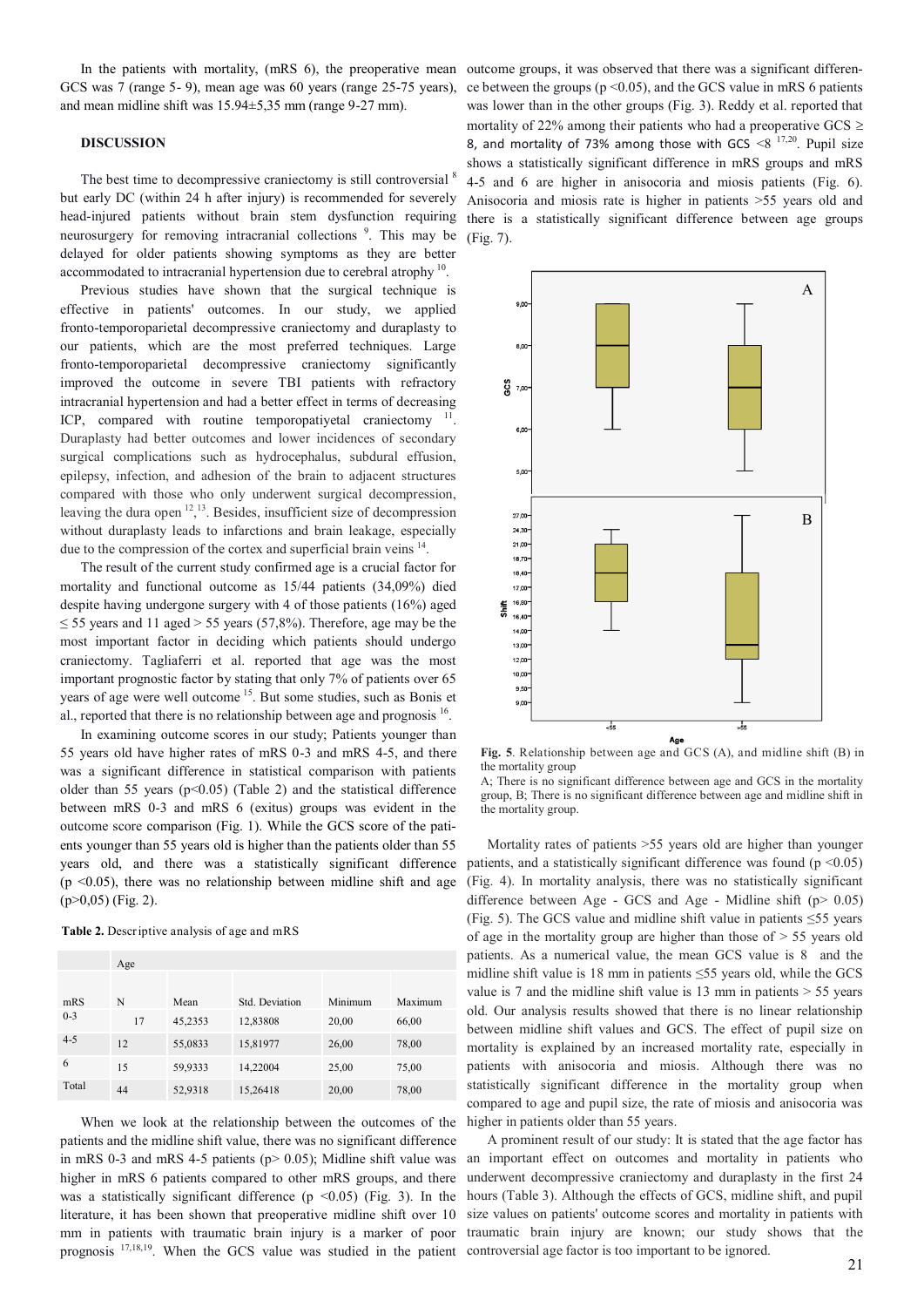In the patients with mortality, (mRS 6), the preoperative mean GCS was 7 (range 5- 9), mean age was 60 years (range 25-75 years), and mean midline shift was 15.94±5,35 mm (range 9-27 mm).

## DISCUSSION

The best time to decompressive craniectomy is still controversial [8] but early DC (within 24 h after injury) is recommended for severely head-injured patients without brain stem dysfunction requiring neurosurgery for removing intracranial collections [9]. This may be delayed for older patients showing symptoms as they are better accommodated to intracranial hypertension due to cerebral atrophy [10].

Previous studies have shown that the surgical technique is effective in patients' outcomes. In our study, we applied fronto-temporoparietal decompressive craniectomy and duraplasty to our patients, which are the most preferred techniques. Large fronto-temporoparietal decompressive craniectomy significantly improved the outcome in severe TBI patients with refractory intracranial hypertension and had a better effect in terms of decreasing ICP, compared with routine temporopatiyetal craniectomy [11]. Duraplasty had better outcomes and lower incidences of secondary surgical complications such as hydrocephalus, subdural effusion, epilepsy, infection, and adhesion of the brain to adjacent structures compared with those who only underwent surgical decompression, leaving the dura open [12,13]. Besides, insufficient size of decompression without duraplasty leads to infarctions and brain leakage, especially due to the compression of the cortex and superficial brain veins [14].

The result of the current study confirmed age is a crucial factor for mortality and functional outcome as 15/44 patients (34,09%) died despite having undergone surgery with 4 of those patients (16%) aged ≤ 55 years and 11 aged > 55 years (57,8%). Therefore, age may be the most important factor in deciding which patients should undergo craniectomy. Tagliaferri et al. reported that age was the most important prognostic factor by stating that only 7% of patients over 65 years of age were well outcome [15]. But some studies, such as Bonis et al., reported that there is no relationship between age and prognosis [16].

In examining outcome scores in our study; Patients younger than 55 years old have higher rates of mRS 0-3 and mRS 4-5, and there was a significant difference in statistical comparison with patients older than 55 years ($p<0.05$) (Table 2) and the statistical difference between mRS 0-3 and mRS 6 (exitus) groups was evident in the outcome score comparison (Fig. 1). While the GCS score of the patients younger than 55 years old is higher than the patients older than 55 years old, and there was a statistically significant difference ($p<0.05$), there was no relationship between midline shift and age ($p>0,05$) (Fig. 2).

**Table 2.** Descriptive analysis of age and mRS

| | Age | | | | |
|---|---|---|---|---|---|
| mRS | N | Mean | Std. Deviation | Minimum | Maximum |
| 0-3 | 17 | 45,2353 | 12,83808 | 20,00 | 66,00 |
| 4-5 | 12 | 55,0833 | 15,81977 | 26,00 | 78,00 |
| 6 | 15 | 59,9333 | 14,22004 | 25,00 | 75,00 |
| Total | 44 | 52,9318 | 15,26418 | 20,00 | 78,00 |

When we look at the relationship between the outcomes of the patients and the midline shift value, there was no significant difference in mRS 0-3 and mRS 4-5 patients ($p>0.05$); Midline shift value was higher in mRS 6 patients compared to other mRS groups, and there was a statistically significant difference ($p<0.05$) (Fig. 3). In the literature, it has been shown that preoperative midline shift over 10 mm in patients with traumatic brain injury is a marker of poor prognosis [17,18,19]. When the GCS value was studied in the patient outcome groups, it was observed that there was a significant difference between the groups ($p<0.05$), and the GCS value in mRS 6 patients was lower than in the other groups (Fig. 3). Reddy et al. reported that mortality of 22% among their patients who had a preoperative GCS ≥ 8, and mortality of 73% among those with GCS <8 [17,20]. Pupil size shows a statistically significant difference in mRS groups and mRS 4-5 and 6 are higher in anisocoria and miosis patients (Fig. 6). Anisocoria and miosis rate is higher in patients >55 years old and there is a statistically significant difference between age groups (Fig. 7).

**Fig. 5**. Relationship between age and GCS (A), and midline shift (B) in the mortality group

A; There is no significant difference between age and GCS in the mortality group, B; There is no significant difference between age and midline shift in the mortality group.

Mortality rates of patients >55 years old are higher than younger patients, and a statistically significant difference was found ($p<0.05$) (Fig. 4). In mortality analysis, there was no statistically significant difference between Age - GCS and Age - Midline shift ($p>0.05$) (Fig. 5). The GCS value and midline shift value in patients ≤55 years of age in the mortality group are higher than those of > 55 years old patients. As a numerical value, the mean GCS value is 8 and the midline shift value is 18 mm in patients ≤55 years old, while the GCS value is 7 and the midline shift value is 13 mm in patients > 55 years old. Our analysis results showed that there is no linear relationship between midline shift values and GCS. The effect of pupil size on mortality is explained by an increased mortality rate, especially in patients with anisocoria and miosis. Although there was no statistically significant difference in the mortality group when compared to age and pupil size, the rate of miosis and anisocoria was higher in patients older than 55 years.

A prominent result of our study: It is stated that the age factor has an important effect on outcomes and mortality in patients who underwent decompressive craniectomy and duraplasty in the first 24 hours (Table 3). Although the effects of GCS, midline shift, and pupil size values on patients' outcome scores and mortality in patients with traumatic brain injury are known; our study shows that the controversial age factor is too important to be ignored.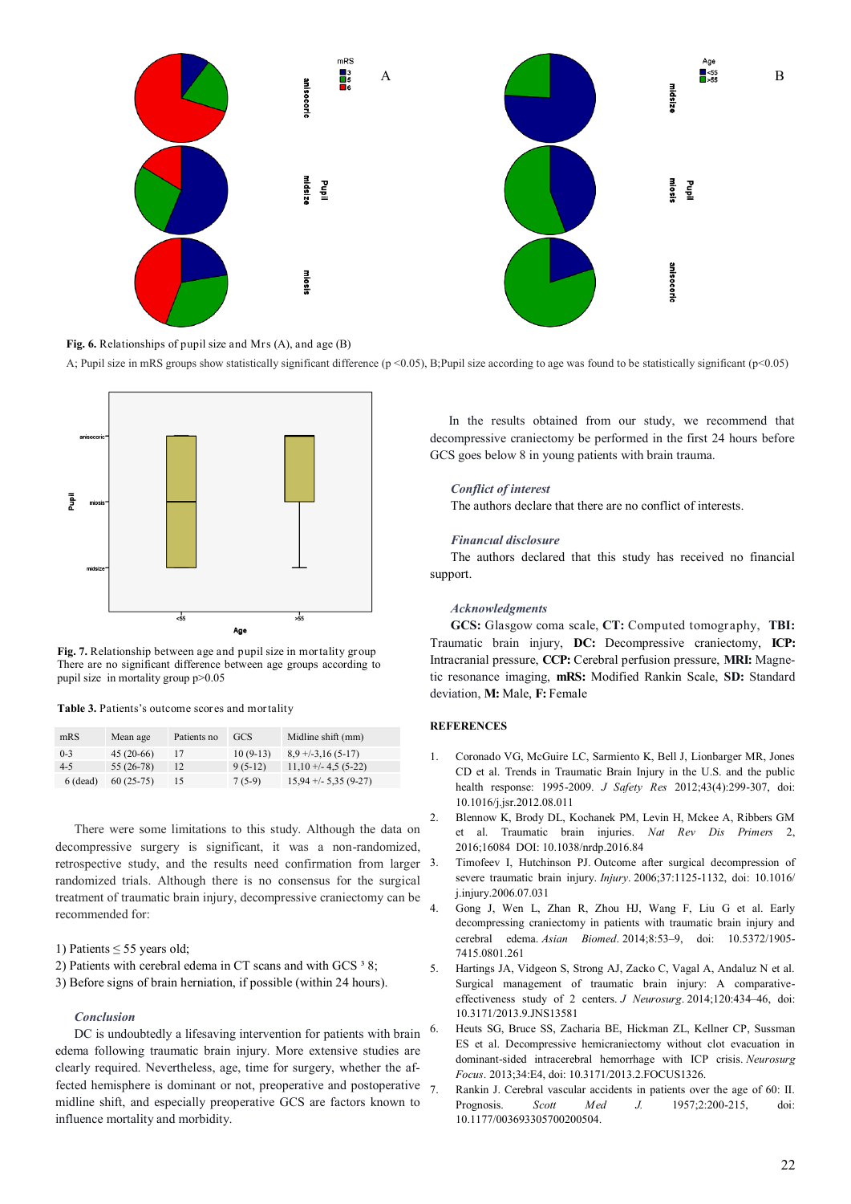**Fig. 6.** Relationships of pupil size and Mrs (A), and age (B)

A; Pupil size in mRS groups show statistically significant difference ($p < 0.05$), B;Pupil size according to age was found to be statistically significant ($p < 0.05$)

**Fig. 7.** Relationship between age and pupil size in mortality group
There are no significant difference between age groups according to pupil size in mortality group $p > 0.05$

**Table 3.** Patients's outcome scores and mortality

| mRS | Mean age | Patients no | GCS | Midline shift (mm) |
|---|---|---|---|---|
| 0-3 | 45 (20-66) | 17 | 10 (9-13) | 8,9 +/-3,16 (5-17) |
| 4-5 | 55 (26-78) | 12 | 9 (5-12) | 11,10 +/- 4,5 (5-22) |
| 6 (dead) | 60 (25-75) | 15 | 7 (5-9) | 15,94 +/- 5,35 (9-27) |

There were some limitations to this study. Although the data on decompressive surgery is significant, it was a non-randomized, retrospective study, and the results need confirmation from larger randomized trials. Although there is no consensus for the surgical treatment of traumatic brain injury, decompressive craniectomy can be recommended for:

1) Patients ≤ 55 years old;
2) Patients with cerebral edema in CT scans and with GCS ³ 8;
3) Before signs of brain herniation, if possible (within 24 hours).

### Conclusion

DC is undoubtedly a lifesaving intervention for patients with brain edema following traumatic brain injury. More extensive studies are clearly required. Nevertheless, age, time for surgery, whether the affected hemisphere is dominant or not, preoperative and postoperative midline shift, and especially preoperative GCS are factors known to influence mortality and morbidity.

In the results obtained from our study, we recommend that decompressive craniectomy be performed in the first 24 hours before GCS goes below 8 in young patients with brain trauma.

### Conflict of interest

The authors declare that there are no conflict of interests.

### Financial disclosure

The authors declared that this study has received no financial support.

### Acknowledgments

**GCS:** Glasgow coma scale, **CT:** Computed tomography, **TBI:** Traumatic brain Injury, **DC:** Decompressive craniectomy, **ICP:** Intracranial pressure, **CCP:** Cerebral perfusion pressure, **MRI:** Magnetic resonance imaging, **mRS:** Modified Rankin Scale, **SD:** Standard deviation, **M:** Male, **F:** Female

## REFERENCES

1. Coronado VG, McGuire LC, Sarmiento K, Bell J, Lionbarger MR, Jones CD et al. Trends in Traumatic Brain Injury in the U.S. and the public health response: 1995-2009. *J Safety Res* 2012;43(4):299-307, doi: 10.1016/j.jsr.2012.08.011
2. Blennow K, Brody DL, Kochanek PM, Levin H, Mckee A, Ribbers GM et al. Traumatic brain injuries. *Nat Rev Dis Primers* 2, 2016;16084 DOI: 10.1038/nrdp.2016.84
3. Timofeev I, Hutchinson PJ. Outcome after surgical decompression of severe traumatic brain injury. *Injury*. 2006;37:1125-1132, doi: 10.1016/j.injury.2006.07.031
4. Gong J, Wen L, Zhan R, Zhou HJ, Wang F, Liu G et al. Early decompressing craniectomy in patients with traumatic brain injury and cerebral edema. *Asian Biomed*. 2014;8:53–9, doi: 10.5372/1905-7415.0801.261
5. Hartings JA, Vidgeon S, Strong AJ, Zacko C, Vagal A, Andaluz N et al. Surgical management of traumatic brain injury: A comparative-effectiveness study of 2 centers. *J Neurosurg*. 2014;120:434–46, doi: 10.3171/2013.9.JNS13581
6. Heuts SG, Bruce SS, Zacharia BE, Hickman ZL, Kellner CP, Sussman ES et al. Decompressive hemicraniectomy without clot evacuation in dominant-sided intracerebral hemorrhage with ICP crisis. *Neurosurg Focus*. 2013;34:E4, doi: 10.3171/2013.2.FOCUS1326.
7. Rankin J. Cerebral vascular accidents in patients over the age of 60: II. Prognosis. *Scott Med J.* 1957;2:200-215, doi: 10.1177/003693305700200504.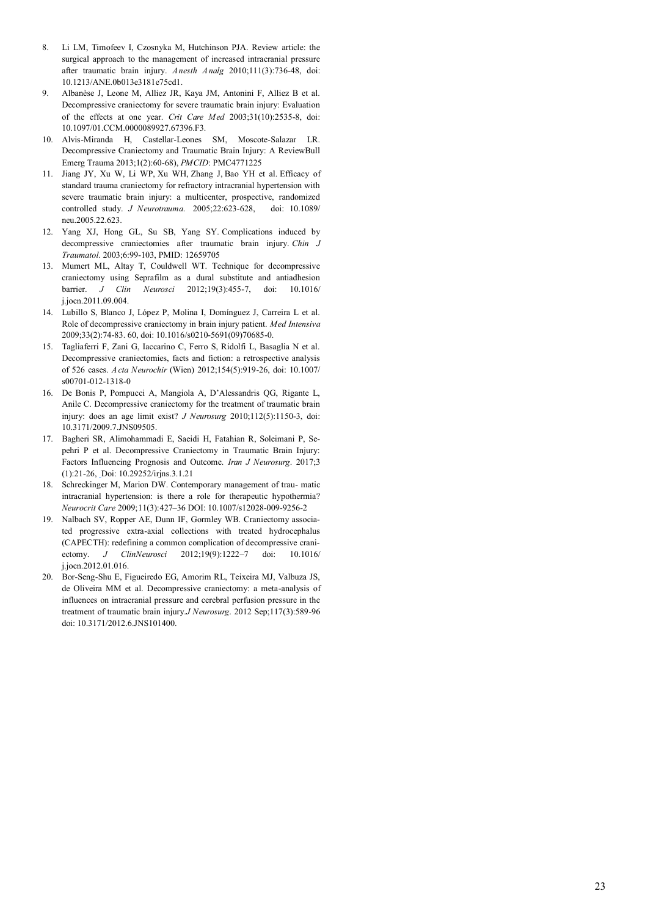8. Li LM, Timofeev I, Czosnyka M, Hutchinson PJA. Review article: the surgical approach to the management of increased intracranial pressure after traumatic brain injury. *Anesth Analg* 2010;111(3):736-48, doi: 10.1213/ANE.0b013e3181e75cd1.
9. Albanèse J, Leone M, Alliez JR, Kaya JM, Antonini F, Alliez B et al. Decompressive craniectomy for severe traumatic brain injury: Evaluation of the effects at one year. *Crit Care Med* 2003;31(10):2535-8, doi: 10.1097/01.CCM.0000089927.67396.F3.
10. Alvis-Miranda H, Castellar-Leones SM, Moscote-Salazar LR. Decompressive Craniectomy and Traumatic Brain Injury: A ReviewBull Emerg Trauma 2013;1(2):60-68), *PMCID*: PMC4771225
11. Jiang JY, Xu W, Li WP, Xu WH, Zhang J, Bao YH et al. Efficacy of standard trauma craniectomy for refractory intracranial hypertension with severe traumatic brain injury: a multicenter, prospective, randomized controlled study. *J Neurotrauma*. 2005;22:623-628, doi: 10.1089/ neu.2005.22.623.
12. Yang XJ, Hong GL, Su SB, Yang SY. Complications induced by decompressive craniectomies after traumatic brain injury. *Chin J Traumatol*. 2003;6:99-103, PMID: 12659705
13. Mumert ML, Altay T, Couldwell WT. Technique for decompressive craniectomy using Seprafilm as a dural substitute and antiadhesion barrier. *J Clin Neurosci* 2012;19(3):455-7, doi: 10.1016/ j.jocn.2011.09.004.
14. Lubillo S, Blanco J, López P, Molina I, Domínguez J, Carreira L et al. Role of decompressive craniectomy in brain injury patient. *Med Intensiva* 2009;33(2):74-83. 60, doi: 10.1016/s0210-5691(09)70685-0.
15. Tagliaferri F, Zani G, Iaccarino C, Ferro S, Ridolfi L, Basaglia N et al. Decompressive craniectomies, facts and fiction: a retrospective analysis of 526 cases. *Acta Neurochir* (Wien) 2012;154(5):919-26, doi: 10.1007/ s00701-012-1318-0
16. De Bonis P, Pompucci A, Mangiola A, D'Alessandris QG, Rigante L, Anile C. Decompressive craniectomy for the treatment of traumatic brain injury: does an age limit exist? *J Neurosurg* 2010;112(5):1150-3, doi: 10.3171/2009.7.JNS09505.
17. Bagheri SR, Alimohammadi E, Saeidi H, Fatahian R, Soleimani P, Sepehri P et al. Decompressive Craniectomy in Traumatic Brain Injury: Factors Influencing Prognosis and Outcome. *Iran J Neurosurg*. 2017;3 (1):21-26, Doi: 10.29252/irjns.3.1.21
18. Schreckinger M, Marion DW. Contemporary management of trau- matic intracranial hypertension: is there a role for therapeutic hypothermia? *Neurocrit Care* 2009;11(3):427–36 DOI: 10.1007/s12028-009-9256-2
19. Nalbach SV, Ropper AE, Dunn IF, Gormley WB. Craniectomy associated progressive extra-axial collections with treated hydrocephalus (CAPECTH): redefining a common complication of decompressive craniectomy. *J ClinNeurosci* 2012;19(9):1222–7 doi: 10.1016/ j.jocn.2012.01.016.
20. Bor-Seng-Shu E, Figueiredo EG, Amorim RL, Teixeira MJ, Valbuza JS, de Oliveira MM et al. Decompressive craniectomy: a meta-analysis of influences on intracranial pressure and cerebral perfusion pressure in the treatment of traumatic brain injury.*J Neurosurg*. 2012 Sep;117(3):589-96 doi: 10.3171/2012.6.JNS101400.